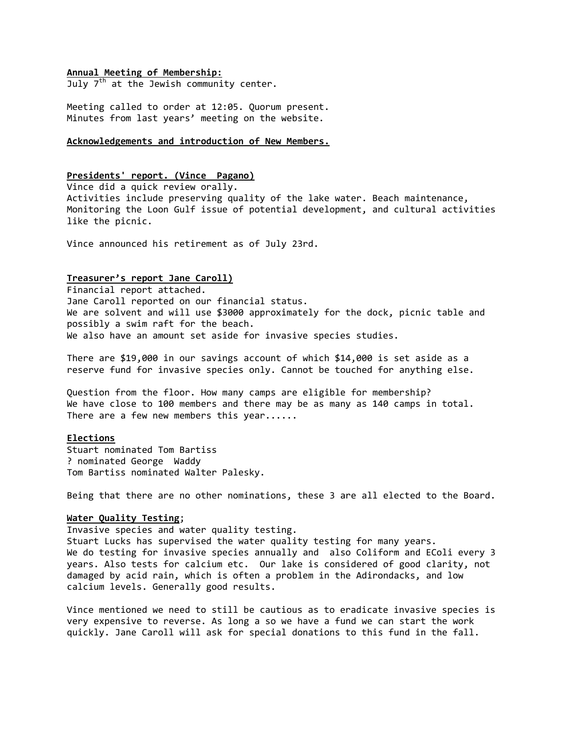**Annual Meeting of Membership:**
July 7th at the Jewish community center.

Meeting called to order at 12:05. Quorum present.
Minutes from last years' meeting on the website.

**Acknowledgements and introduction of New Members.**

**Presidents' report. (Vince Pagano)**
Vince did a quick review orally.
Activities include preserving quality of the lake water. Beach maintenance, Monitoring the Loon Gulf issue of potential development, and cultural activities like the picnic.

Vince announced his retirement as of July 23rd.

**Treasurer's report Jane Caroll)**
Financial report attached.
Jane Caroll reported on our financial status.
We are solvent and will use $3000 approximately for the dock, picnic table and possibly a swim raft for the beach.
We also have an amount set aside for invasive species studies.

There are $19,000 in our savings account of which $14,000 is set aside as a reserve fund for invasive species only. Cannot be touched for anything else.

Question from the floor. How many camps are eligible for membership?
We have close to 100 members and there may be as many as 140 camps in total.
There are a few new members this year......

**Elections**
Stuart nominated Tom Bartiss
? nominated George Waddy
Tom Bartiss nominated Walter Palesky.

Being that there are no other nominations, these 3 are all elected to the Board.

**Water Quality Testing**;
Invasive species and water quality testing.
Stuart Lucks has supervised the water quality testing for many years.
We do testing for invasive species annually and also Coliform and EColi every 3 years. Also tests for calcium etc. Our lake is considered of good clarity, not damaged by acid rain, which is often a problem in the Adirondacks, and low calcium levels. Generally good results.

Vince mentioned we need to still be cautious as to eradicate invasive species is very expensive to reverse. As long a so we have a fund we can start the work quickly. Jane Caroll will ask for special donations to this fund in the fall.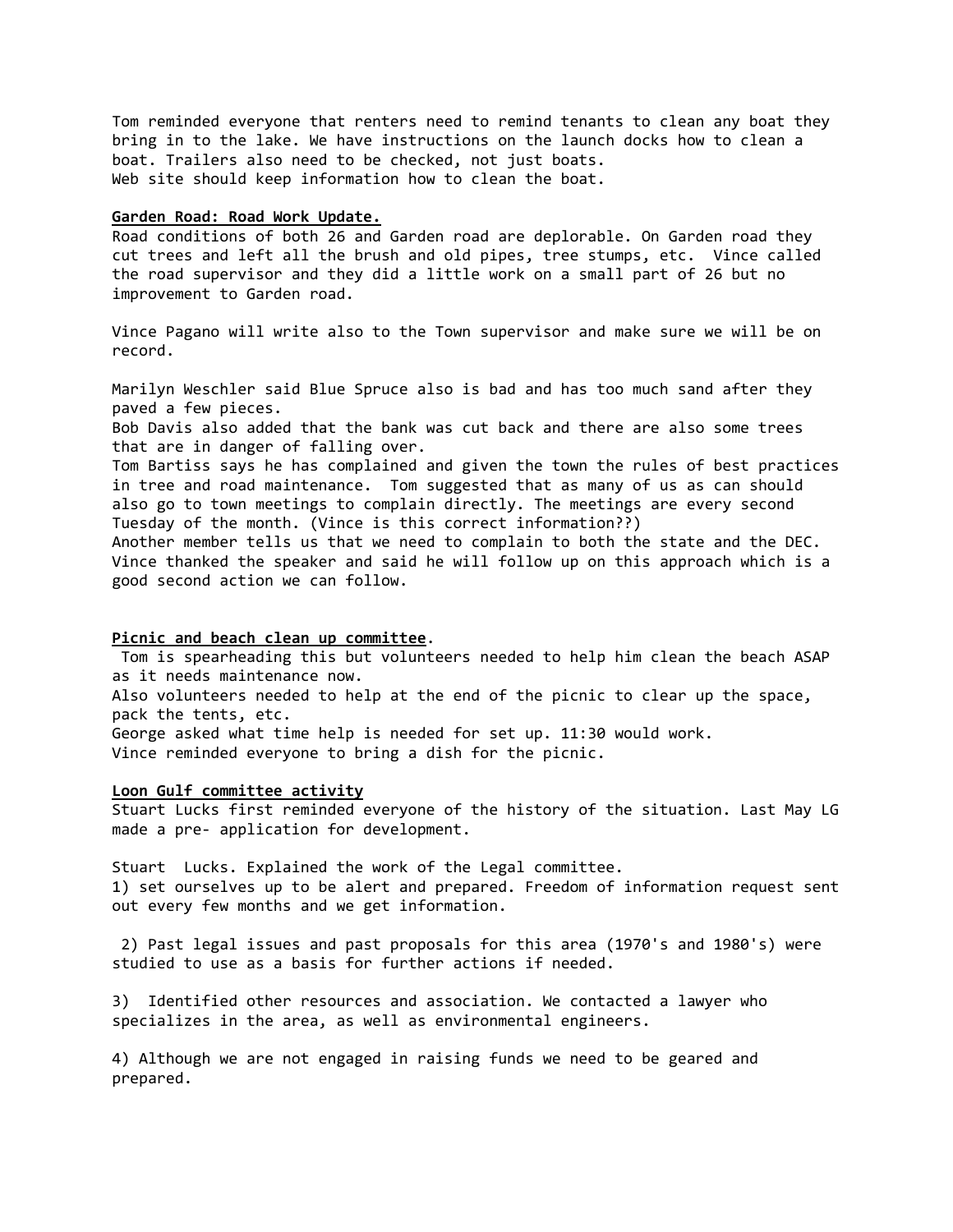Tom reminded everyone that renters need to remind tenants to clean any boat they bring in to the lake. We have instructions on the launch docks how to clean a boat. Trailers also need to be checked, not just boats.
Web site should keep information how to clean the boat.

**Garden Road: Road Work Update.**

Road conditions of both 26 and Garden road are deplorable. On Garden road they cut trees and left all the brush and old pipes, tree stumps, etc. Vince called the road supervisor and they did a little work on a small part of 26 but no improvement to Garden road.

Vince Pagano will write also to the Town supervisor and make sure we will be on record.

Marilyn Weschler said Blue Spruce also is bad and has too much sand after they paved a few pieces.
Bob Davis also added that the bank was cut back and there are also some trees that are in danger of falling over.
Tom Bartiss says he has complained and given the town the rules of best practices in tree and road maintenance. Tom suggested that as many of us as can should also go to town meetings to complain directly. The meetings are every second Tuesday of the month. (Vince is this correct information??)
Another member tells us that we need to complain to both the state and the DEC. Vince thanked the speaker and said he will follow up on this approach which is a good second action we can follow.

**Picnic and beach clean up committee**.

Tom is spearheading this but volunteers needed to help him clean the beach ASAP as it needs maintenance now.
Also volunteers needed to help at the end of the picnic to clear up the space, pack the tents, etc.
George asked what time help is needed for set up. 11:30 would work.
Vince reminded everyone to bring a dish for the picnic.

**Loon Gulf committee activity**

Stuart Lucks first reminded everyone of the history of the situation. Last May LG made a pre- application for development.

Stuart Lucks. Explained the work of the Legal committee.

1) set ourselves up to be alert and prepared. Freedom of information request sent out every few months and we get information.

2) Past legal issues and past proposals for this area (1970's and 1980's) were studied to use as a basis for further actions if needed.

3) Identified other resources and association. We contacted a lawyer who specializes in the area, as well as environmental engineers.

4) Although we are not engaged in raising funds we need to be geared and prepared.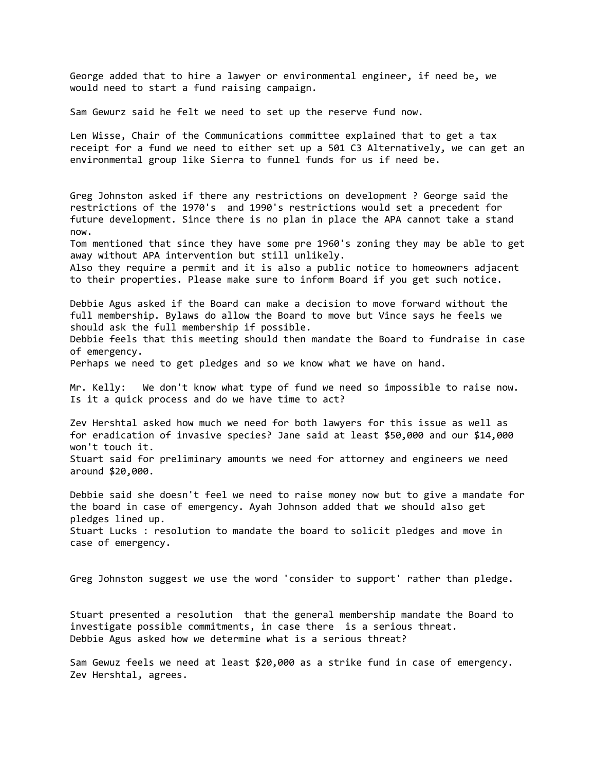George added that to hire a lawyer or environmental engineer, if need be, we would need to start a fund raising campaign.

Sam Gewurz said he felt we need to set up the reserve fund now.

Len Wisse, Chair of the Communications committee explained that to get a tax receipt for a fund we need to either set up a 501 C3 Alternatively, we can get an environmental group like Sierra to funnel funds for us if need be.

Greg Johnston asked if there any restrictions on development ? George said the restrictions of the 1970's and 1990's restrictions would set a precedent for future development. Since there is no plan in place the APA cannot take a stand now.
Tom mentioned that since they have some pre 1960's zoning they may be able to get away without APA intervention but still unlikely.
Also they require a permit and it is also a public notice to homeowners adjacent to their properties. Please make sure to inform Board if you get such notice.

Debbie Agus asked if the Board can make a decision to move forward without the full membership. Bylaws do allow the Board to move but Vince says he feels we should ask the full membership if possible.
Debbie feels that this meeting should then mandate the Board to fundraise in case of emergency.
Perhaps we need to get pledges and so we know what we have on hand.

Mr. Kelly: We don't know what type of fund we need so impossible to raise now. Is it a quick process and do we have time to act?

Zev Hershtal asked how much we need for both lawyers for this issue as well as for eradication of invasive species? Jane said at least $50,000 and our $14,000 won't touch it.
Stuart said for preliminary amounts we need for attorney and engineers we need around $20,000.

Debbie said she doesn't feel we need to raise money now but to give a mandate for the board in case of emergency. Ayah Johnson added that we should also get pledges lined up.
Stuart Lucks : resolution to mandate the board to solicit pledges and move in case of emergency.

Greg Johnston suggest we use the word 'consider to support' rather than pledge.

Stuart presented a resolution that the general membership mandate the Board to investigate possible commitments, in case there is a serious threat.
Debbie Agus asked how we determine what is a serious threat?

Sam Gewuz feels we need at least $20,000 as a strike fund in case of emergency.
Zev Hershtal, agrees.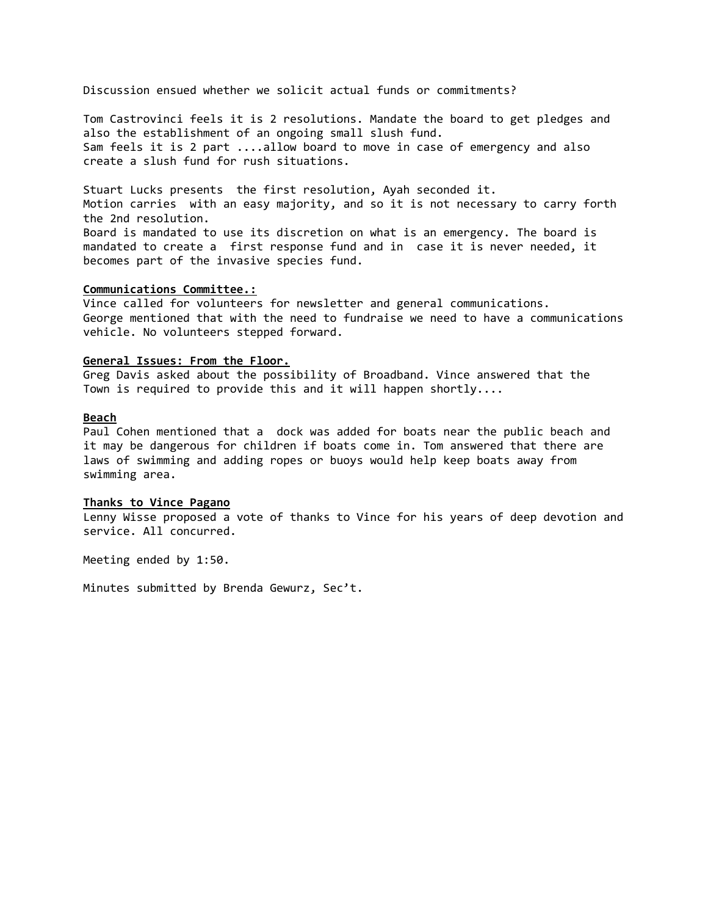Discussion ensued whether we solicit actual funds or commitments?

Tom Castrovinci feels it is 2 resolutions. Mandate the board to get pledges and also the establishment of an ongoing small slush fund.
Sam feels it is 2 part ....allow board to move in case of emergency and also create a slush fund for rush situations.

Stuart Lucks presents the first resolution, Ayah seconded it.
Motion carries with an easy majority, and so it is not necessary to carry forth the 2nd resolution.
Board is mandated to use its discretion on what is an emergency. The board is mandated to create a first response fund and in case it is never needed, it becomes part of the invasive species fund.

**Communications Committee.:**
Vince called for volunteers for newsletter and general communications.
George mentioned that with the need to fundraise we need to have a communications vehicle. No volunteers stepped forward.

**General Issues: From the Floor.**
Greg Davis asked about the possibility of Broadband. Vince answered that the Town is required to provide this and it will happen shortly....

**Beach**
Paul Cohen mentioned that a dock was added for boats near the public beach and it may be dangerous for children if boats come in. Tom answered that there are laws of swimming and adding ropes or buoys would help keep boats away from swimming area.

**Thanks to Vince Pagano**
Lenny Wisse proposed a vote of thanks to Vince for his years of deep devotion and service. All concurred.

Meeting ended by 1:50.

Minutes submitted by Brenda Gewurz, Sec’t.